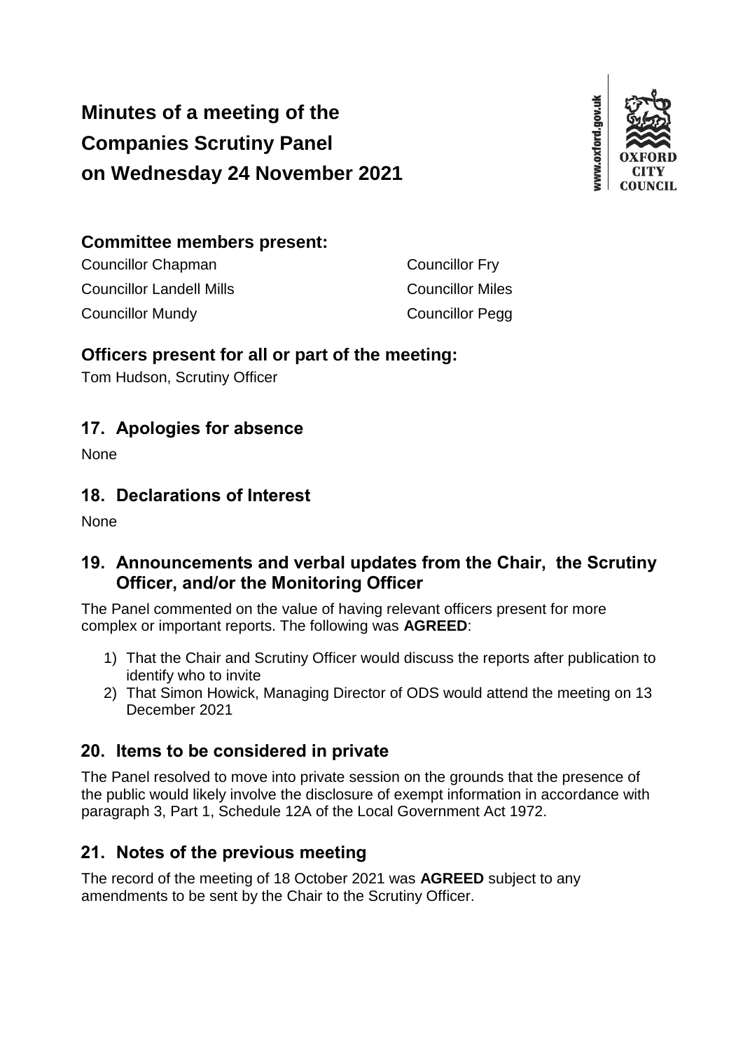# Minutes of a meeting of the Companies Scrutiny Panel on Wednesday 24 November 2021

## Committee members present:

Councillor Chapman
Councillor Fry
Councillor Landell Mills
Councillor Miles
Councillor Mundy
Councillor Pegg

## Officers present for all or part of the meeting:

Tom Hudson, Scrutiny Officer

## 17. Apologies for absence

None

## 18. Declarations of Interest

None

## 19. Announcements and verbal updates from the Chair, the Scrutiny Officer, and/or the Monitoring Officer

The Panel commented on the value of having relevant officers present for more complex or important reports. The following was **AGREED**:

1) That the Chair and Scrutiny Officer would discuss the reports after publication to identify who to invite
2) That Simon Howick, Managing Director of ODS would attend the meeting on 13 December 2021

## 20. Items to be considered in private

The Panel resolved to move into private session on the grounds that the presence of the public would likely involve the disclosure of exempt information in accordance with paragraph 3, Part 1, Schedule 12A of the Local Government Act 1972.

## 21. Notes of the previous meeting

The record of the meeting of 18 October 2021 was **AGREED** subject to any amendments to be sent by the Chair to the Scrutiny Officer.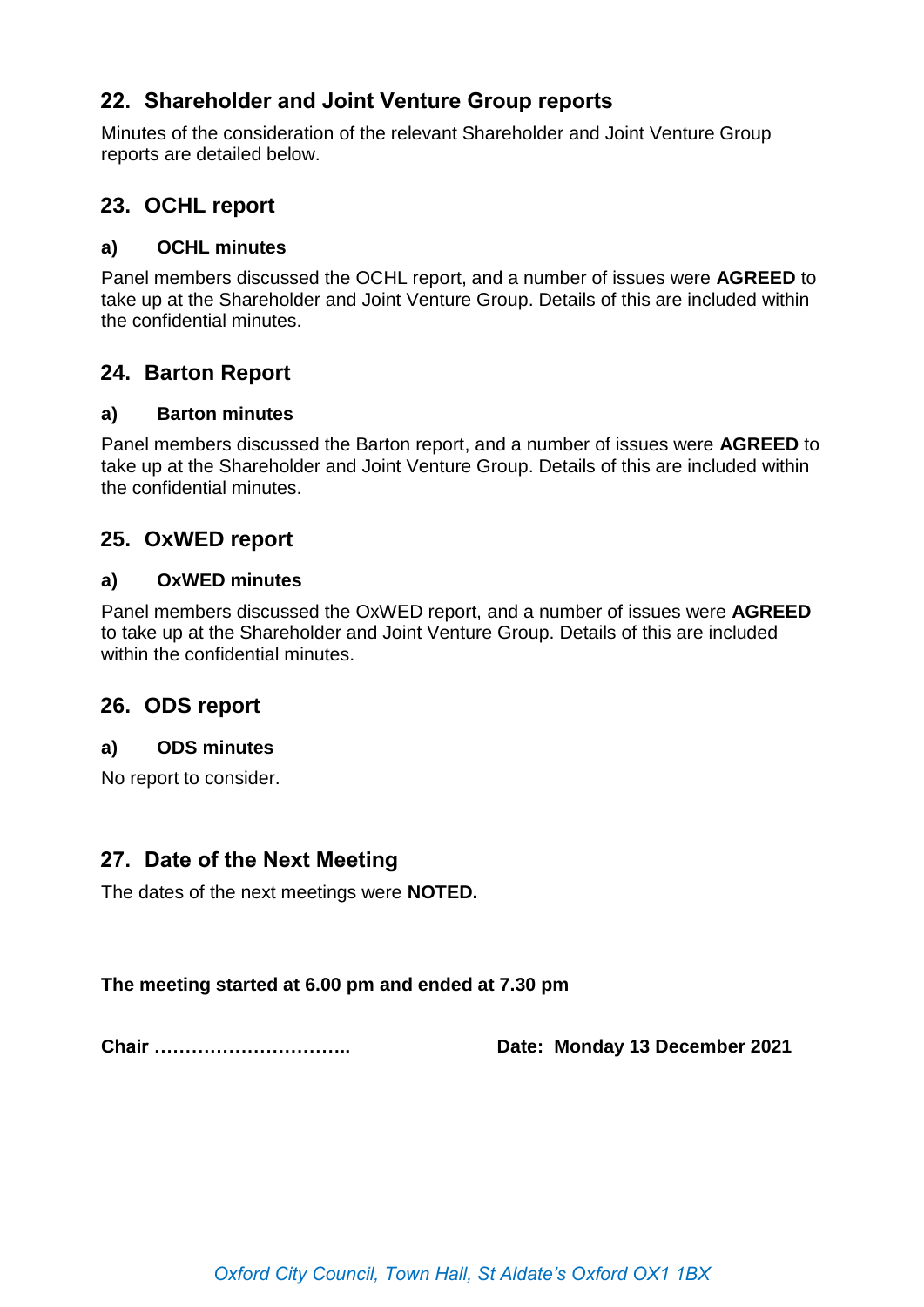## 22. Shareholder and Joint Venture Group reports

Minutes of the consideration of the relevant Shareholder and Joint Venture Group reports are detailed below.

## 23. OCHL report

### a) OCHL minutes

Panel members discussed the OCHL report, and a number of issues were **AGREED** to take up at the Shareholder and Joint Venture Group. Details of this are included within the confidential minutes.

## 24. Barton Report

### a) Barton minutes

Panel members discussed the Barton report, and a number of issues were **AGREED** to take up at the Shareholder and Joint Venture Group. Details of this are included within the confidential minutes.

## 25. OxWED report

### a) OxWED minutes

Panel members discussed the OxWED report, and a number of issues were **AGREED** to take up at the Shareholder and Joint Venture Group. Details of this are included within the confidential minutes.

## 26. ODS report

### a) ODS minutes

No report to consider.

## 27. Date of the Next Meeting

The dates of the next meetings were **NOTED.**

**The meeting started at 6.00 pm and ended at 7.30 pm**

**Chair …………………………..** **Date: Monday 13 December 2021**